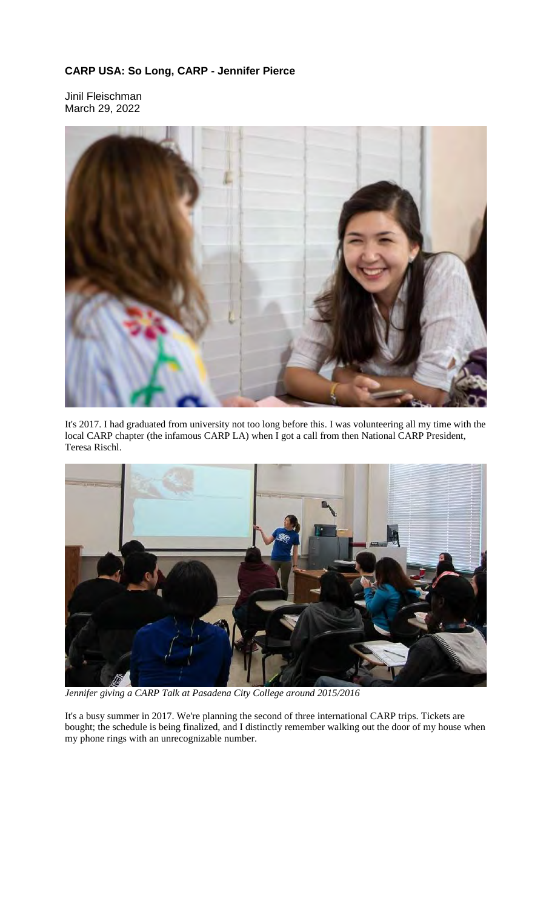**CARP USA: So Long, CARP - Jennifer Pierce**

Jinil Fleischman
March 29, 2022

It's 2017. I had graduated from university not too long before this. I was volunteering all my time with the local CARP chapter (the infamous CARP LA) when I got a call from then National CARP President, Teresa Rischl.

*Jennifer giving a CARP Talk at Pasadena City College around 2015/2016*

It's a busy summer in 2017. We're planning the second of three international CARP trips. Tickets are bought; the schedule is being finalized, and I distinctly remember walking out the door of my house when my phone rings with an unrecognizable number.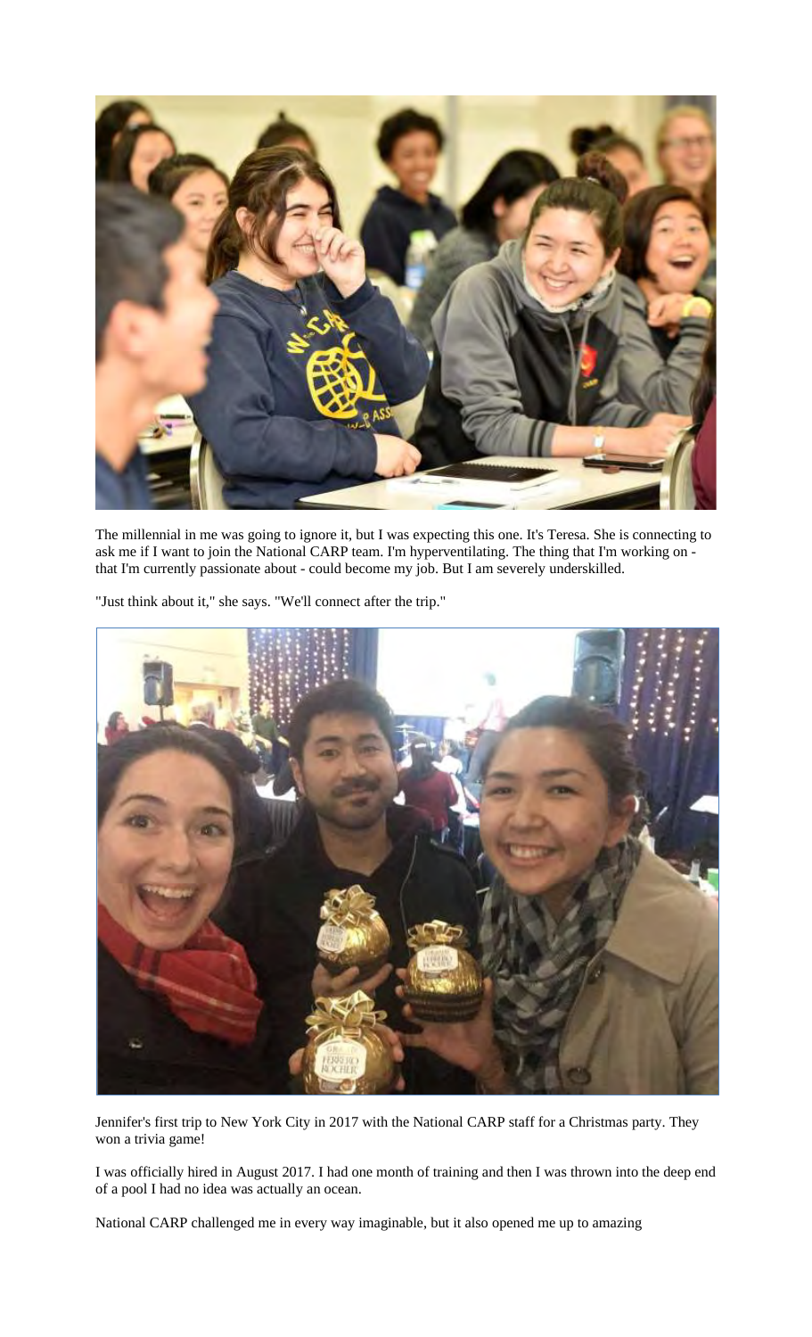The millennial in me was going to ignore it, but I was expecting this one. It's Teresa. She is connecting to ask me if I want to join the National CARP team. I'm hyperventilating. The thing that I'm working on - that I'm currently passionate about - could become my job. But I am severely underskilled.

"Just think about it," she says. "We'll connect after the trip."

Jennifer's first trip to New York City in 2017 with the National CARP staff for a Christmas party. They won a trivia game!

I was officially hired in August 2017. I had one month of training and then I was thrown into the deep end of a pool I had no idea was actually an ocean.

National CARP challenged me in every way imaginable, but it also opened me up to amazing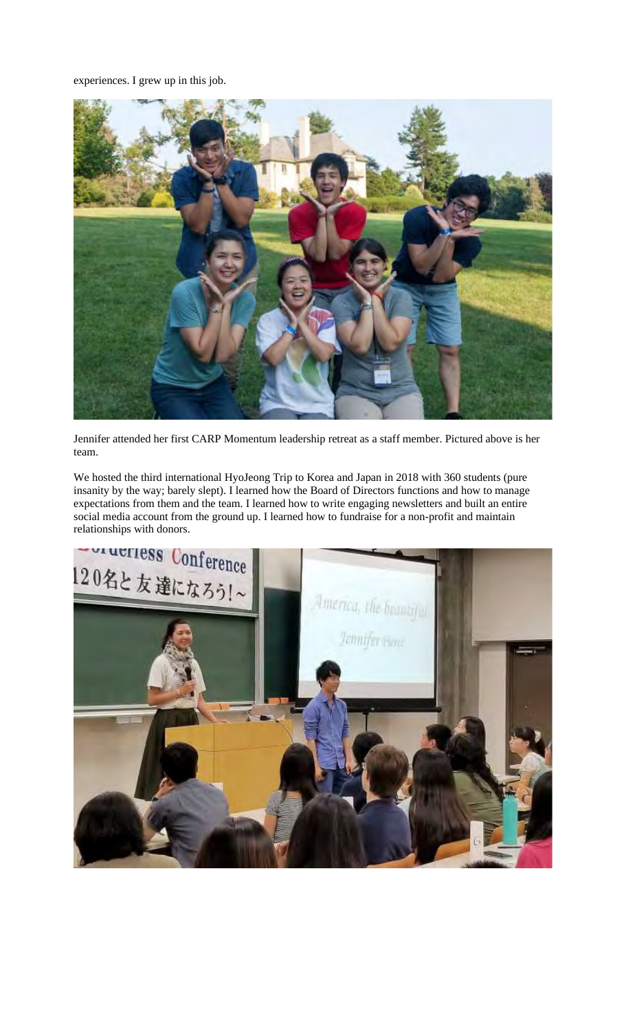experiences. I grew up in this job.

Jennifer attended her first CARP Momentum leadership retreat as a staff member. Pictured above is her team.

We hosted the third international HyoJeong Trip to Korea and Japan in 2018 with 360 students (pure insanity by the way; barely slept). I learned how the Board of Directors functions and how to manage expectations from them and the team. I learned how to write engaging newsletters and built an entire social media account from the ground up. I learned how to fundraise for a non-profit and maintain relationships with donors.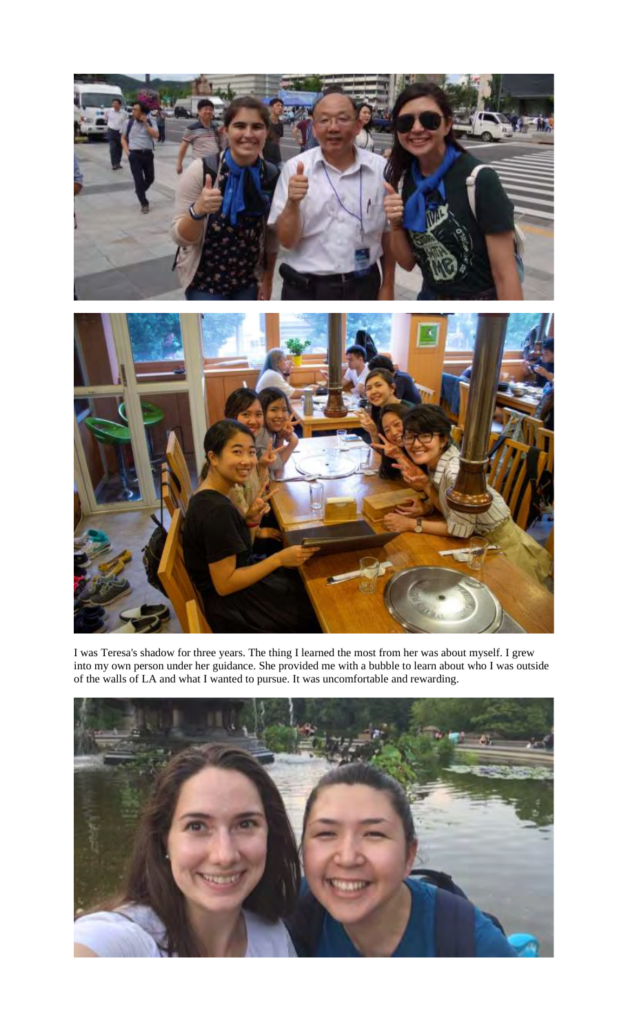I was Teresa's shadow for three years. The thing I learned the most from her was about myself. I grew into my own person under her guidance. She provided me with a bubble to learn about who I was outside of the walls of LA and what I wanted to pursue. It was uncomfortable and rewarding.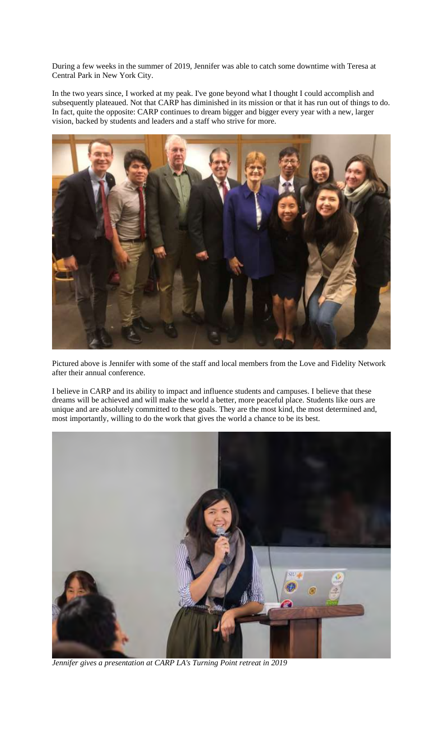During a few weeks in the summer of 2019, Jennifer was able to catch some downtime with Teresa at Central Park in New York City.

In the two years since, I worked at my peak. I've gone beyond what I thought I could accomplish and subsequently plateaued. Not that CARP has diminished in its mission or that it has run out of things to do. In fact, quite the opposite: CARP continues to dream bigger and bigger every year with a new, larger vision, backed by students and leaders and a staff who strive for more.

Pictured above is Jennifer with some of the staff and local members from the Love and Fidelity Network after their annual conference.

I believe in CARP and its ability to impact and influence students and campuses. I believe that these dreams will be achieved and will make the world a better, more peaceful place. Students like ours are unique and are absolutely committed to these goals. They are the most kind, the most determined and, most importantly, willing to do the work that gives the world a chance to be its best.

*Jennifer gives a presentation at CARP LA's Turning Point retreat in 2019*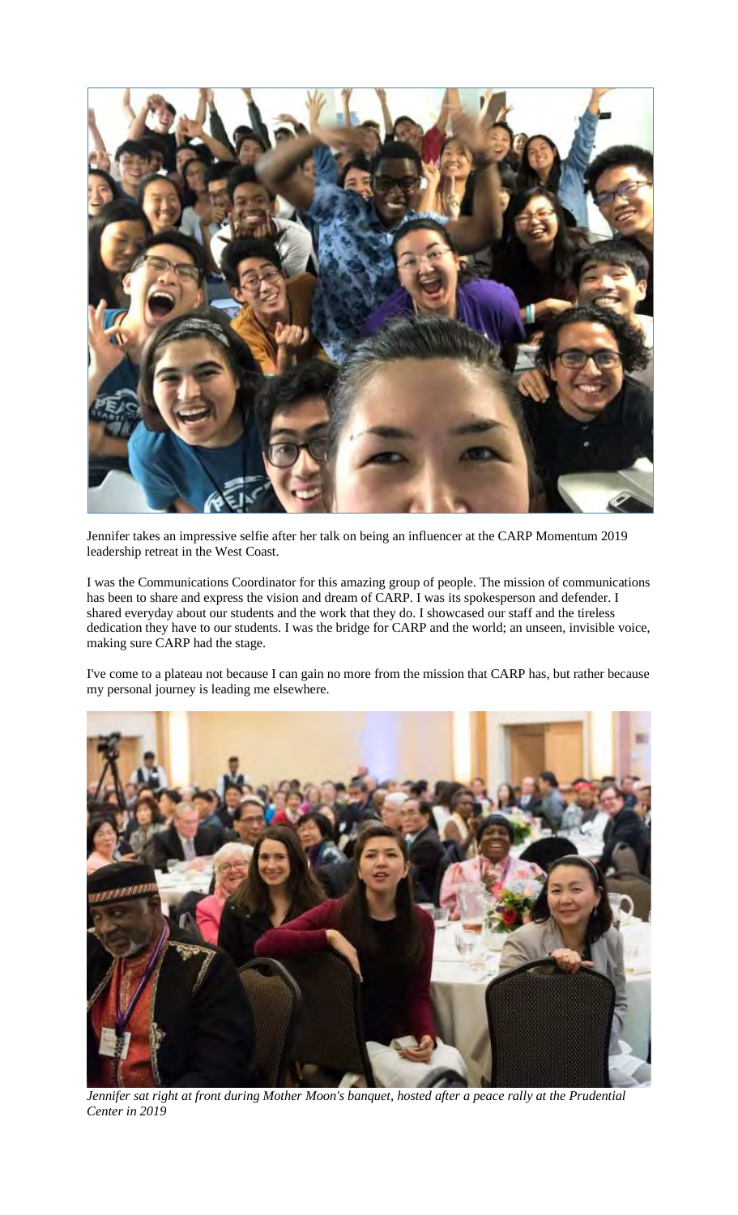Jennifer takes an impressive selfie after her talk on being an influencer at the CARP Momentum 2019 leadership retreat in the West Coast.

I was the Communications Coordinator for this amazing group of people. The mission of communications has been to share and express the vision and dream of CARP. I was its spokesperson and defender. I shared everyday about our students and the work that they do. I showcased our staff and the tireless dedication they have to our students. I was the bridge for CARP and the world; an unseen, invisible voice, making sure CARP had the stage.

I've come to a plateau not because I can gain no more from the mission that CARP has, but rather because my personal journey is leading me elsewhere.

*Jennifer sat right at front during Mother Moon's banquet, hosted after a peace rally at the Prudential Center in 2019*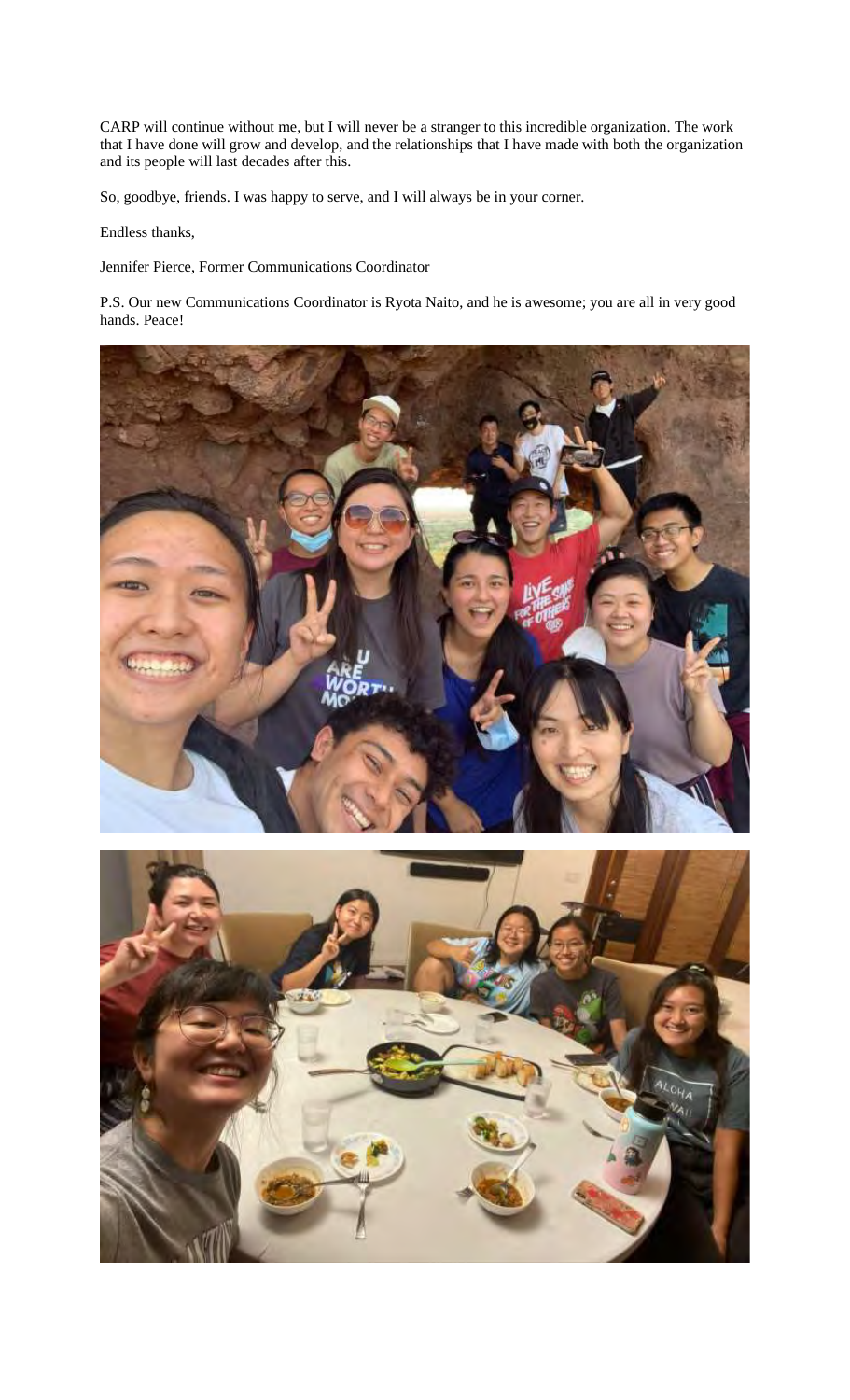CARP will continue without me, but I will never be a stranger to this incredible organization. The work that I have done will grow and develop, and the relationships that I have made with both the organization and its people will last decades after this.

So, goodbye, friends. I was happy to serve, and I will always be in your corner.

Endless thanks,

Jennifer Pierce, Former Communications Coordinator

P.S. Our new Communications Coordinator is Ryota Naito, and he is awesome; you are all in very good hands. Peace!